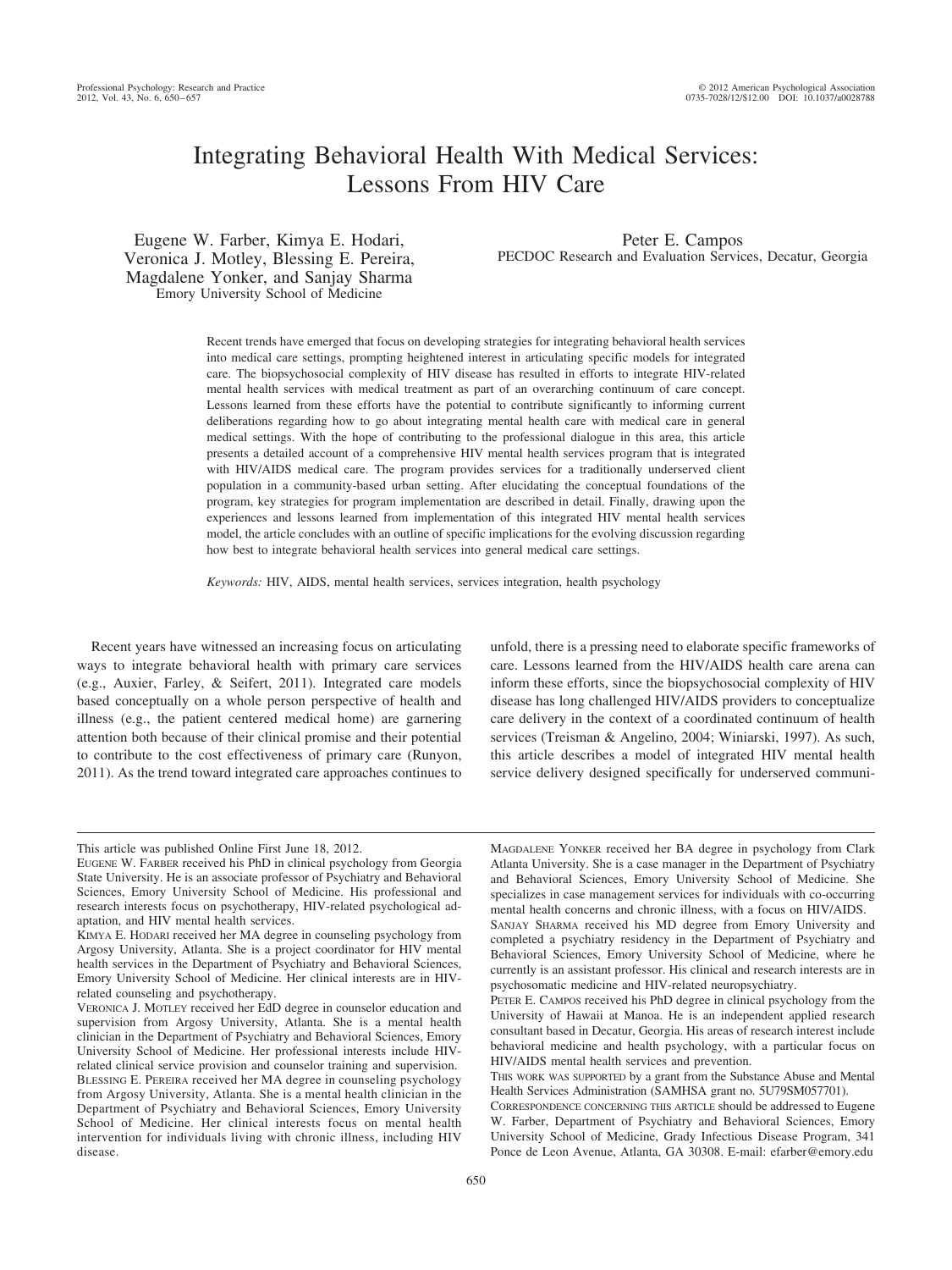# Integrating Behavioral Health With Medical Services: Lessons From HIV Care

Eugene W. Farber, Kimya E. Hodari, Veronica J. Motley, Blessing E. Pereira, Magdalene Yonker, and Sanjay Sharma
Emory University School of Medicine

Peter E. Campos
PECDOC Research and Evaluation Services, Decatur, Georgia

Recent trends have emerged that focus on developing strategies for integrating behavioral health services into medical care settings, prompting heightened interest in articulating specific models for integrated care. The biopsychosocial complexity of HIV disease has resulted in efforts to integrate HIV-related mental health services with medical treatment as part of an overarching continuum of care concept. Lessons learned from these efforts have the potential to contribute significantly to informing current deliberations regarding how to go about integrating mental health care with medical care in general medical settings. With the hope of contributing to the professional dialogue in this area, this article presents a detailed account of a comprehensive HIV mental health services program that is integrated with HIV/AIDS medical care. The program provides services for a traditionally underserved client population in a community-based urban setting. After elucidating the conceptual foundations of the program, key strategies for program implementation are described in detail. Finally, drawing upon the experiences and lessons learned from implementation of this integrated HIV mental health services model, the article concludes with an outline of specific implications for the evolving discussion regarding how best to integrate behavioral health services into general medical care settings.

*Keywords:* HIV, AIDS, mental health services, services integration, health psychology

Recent years have witnessed an increasing focus on articulating ways to integrate behavioral health with primary care services (e.g., Auxier, Farley, & Seifert, 2011). Integrated care models based conceptually on a whole person perspective of health and illness (e.g., the patient centered medical home) are garnering attention both because of their clinical promise and their potential to contribute to the cost effectiveness of primary care (Runyon, 2011). As the trend toward integrated care approaches continues to unfold, there is a pressing need to elaborate specific frameworks of care. Lessons learned from the HIV/AIDS health care arena can inform these efforts, since the biopsychosocial complexity of HIV disease has long challenged HIV/AIDS providers to conceptualize care delivery in the context of a coordinated continuum of health services (Treisman & Angelino, 2004; Winiarski, 1997). As such, this article describes a model of integrated HIV mental health service delivery designed specifically for underserved communi-

---

This article was published Online First June 18, 2012.

EUGENE W. FARBER received his PhD in clinical psychology from Georgia State University. He is an associate professor of Psychiatry and Behavioral Sciences, Emory University School of Medicine. His professional and research interests focus on psychotherapy, HIV-related psychological adaptation, and HIV mental health services.

KIMYA E. HODARI received her MA degree in counseling psychology from Argosy University, Atlanta. She is a project coordinator for HIV mental health services in the Department of Psychiatry and Behavioral Sciences, Emory University School of Medicine. Her clinical interests are in HIV-related counseling and psychotherapy.

VERONICA J. MOTLEY received her EdD degree in counselor education and supervision from Argosy University, Atlanta. She is a mental health clinician in the Department of Psychiatry and Behavioral Sciences, Emory University School of Medicine. Her professional interests include HIV-related clinical service provision and counselor training and supervision.

BLESSING E. PEREIRA received her MA degree in counseling psychology from Argosy University, Atlanta. She is a mental health clinician in the Department of Psychiatry and Behavioral Sciences, Emory University School of Medicine. Her clinical interests focus on mental health intervention for individuals living with chronic illness, including HIV disease.

MAGDALENE YONKER received her BA degree in psychology from Clark Atlanta University. She is a case manager in the Department of Psychiatry and Behavioral Sciences, Emory University School of Medicine. She specializes in case management services for individuals with co-occurring mental health concerns and chronic illness, with a focus on HIV/AIDS.

SANJAY SHARMA received his MD degree from Emory University and completed a psychiatry residency in the Department of Psychiatry and Behavioral Sciences, Emory University School of Medicine, where he currently is an assistant professor. His clinical and research interests are in psychosomatic medicine and HIV-related neuropsychiatry.

PETER E. CAMPOS received his PhD degree in clinical psychology from the University of Hawaii at Manoa. He is an independent applied research consultant based in Decatur, Georgia. His areas of research interest include behavioral medicine and health psychology, with a particular focus on HIV/AIDS mental health services and prevention.

THIS WORK WAS SUPPORTED by a grant from the Substance Abuse and Mental Health Services Administration (SAMHSA grant no. 5U79SM057701).

CORRESPONDENCE CONCERNING THIS ARTICLE should be addressed to Eugene W. Farber, Department of Psychiatry and Behavioral Sciences, Emory University School of Medicine, Grady Infectious Disease Program, 341 Ponce de Leon Avenue, Atlanta, GA 30308. E-mail: efarber@emory.edu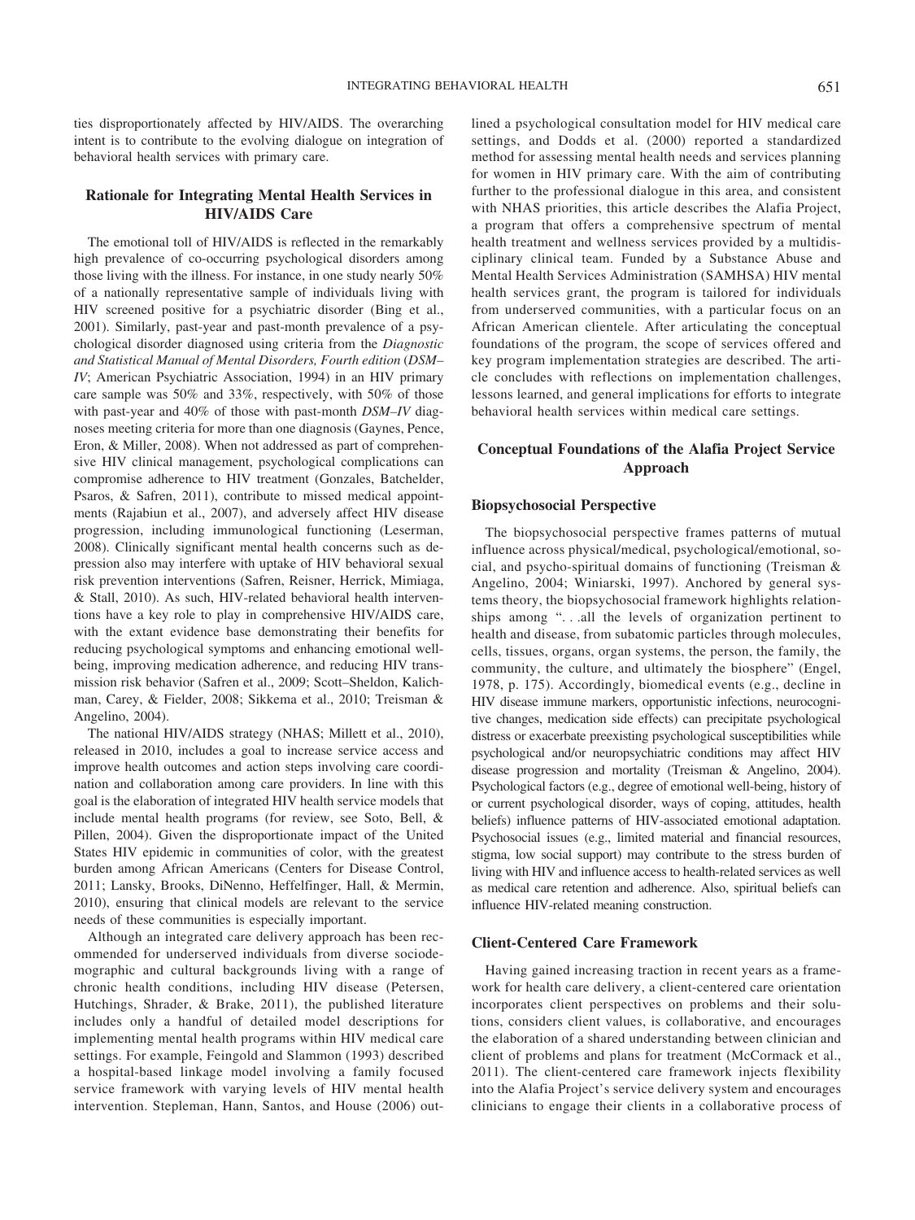ties disproportionately affected by HIV/AIDS. The overarching intent is to contribute to the evolving dialogue on integration of behavioral health services with primary care.

## Rationale for Integrating Mental Health Services in HIV/AIDS Care

The emotional toll of HIV/AIDS is reflected in the remarkably high prevalence of co-occurring psychological disorders among those living with the illness. For instance, in one study nearly 50% of a nationally representative sample of individuals living with HIV screened positive for a psychiatric disorder (Bing et al., 2001). Similarly, past-year and past-month prevalence of a psychological disorder diagnosed using criteria from the *Diagnostic and Statistical Manual of Mental Disorders, Fourth edition* (*DSM–IV*; American Psychiatric Association, 1994) in an HIV primary care sample was 50% and 33%, respectively, with 50% of those with past-year and 40% of those with past-month *DSM–IV* diagnoses meeting criteria for more than one diagnosis (Gaynes, Pence, Eron, & Miller, 2008). When not addressed as part of comprehensive HIV clinical management, psychological complications can compromise adherence to HIV treatment (Gonzales, Batchelder, Psaros, & Safren, 2011), contribute to missed medical appointments (Rajabiun et al., 2007), and adversely affect HIV disease progression, including immunological functioning (Leserman, 2008). Clinically significant mental health concerns such as depression also may interfere with uptake of HIV behavioral sexual risk prevention interventions (Safren, Reisner, Herrick, Mimiaga, & Stall, 2010). As such, HIV-related behavioral health interventions have a key role to play in comprehensive HIV/AIDS care, with the extant evidence base demonstrating their benefits for reducing psychological symptoms and enhancing emotional well-being, improving medication adherence, and reducing HIV transmission risk behavior (Safren et al., 2009; Scott–Sheldon, Kalichman, Carey, & Fielder, 2008; Sikkema et al., 2010; Treisman & Angelino, 2004).

The national HIV/AIDS strategy (NHAS; Millett et al., 2010), released in 2010, includes a goal to increase service access and improve health outcomes and action steps involving care coordination and collaboration among care providers. In line with this goal is the elaboration of integrated HIV health service models that include mental health programs (for review, see Soto, Bell, & Pillen, 2004). Given the disproportionate impact of the United States HIV epidemic in communities of color, with the greatest burden among African Americans (Centers for Disease Control, 2011; Lansky, Brooks, DiNenno, Heffelfinger, Hall, & Mermin, 2010), ensuring that clinical models are relevant to the service needs of these communities is especially important.

Although an integrated care delivery approach has been recommended for underserved individuals from diverse sociodemographic and cultural backgrounds living with a range of chronic health conditions, including HIV disease (Petersen, Hutchings, Shrader, & Brake, 2011), the published literature includes only a handful of detailed model descriptions for implementing mental health programs within HIV medical care settings. For example, Feingold and Slammon (1993) described a hospital-based linkage model involving a family focused service framework with varying levels of HIV mental health intervention. Stepleman, Hann, Santos, and House (2006) outlined a psychological consultation model for HIV medical care settings, and Dodds et al. (2000) reported a standardized method for assessing mental health needs and services planning for women in HIV primary care. With the aim of contributing further to the professional dialogue in this area, and consistent with NHAS priorities, this article describes the Alafia Project, a program that offers a comprehensive spectrum of mental health treatment and wellness services provided by a multidisciplinary clinical team. Funded by a Substance Abuse and Mental Health Services Administration (SAMHSA) HIV mental health services grant, the program is tailored for individuals from underserved communities, with a particular focus on an African American clientele. After articulating the conceptual foundations of the program, the scope of services offered and key program implementation strategies are described. The article concludes with reflections on implementation challenges, lessons learned, and general implications for efforts to integrate behavioral health services within medical care settings.

## Conceptual Foundations of the Alafia Project Service Approach

### Biopsychosocial Perspective

The biopsychosocial perspective frames patterns of mutual influence across physical/medical, psychological/emotional, social, and psycho-spiritual domains of functioning (Treisman & Angelino, 2004; Winiarski, 1997). Anchored by general systems theory, the biopsychosocial framework highlights relationships among ". . .all the levels of organization pertinent to health and disease, from subatomic particles through molecules, cells, tissues, organs, organ systems, the person, the family, the community, the culture, and ultimately the biosphere" (Engel, 1978, p. 175). Accordingly, biomedical events (e.g., decline in HIV disease immune markers, opportunistic infections, neurocognitive changes, medication side effects) can precipitate psychological distress or exacerbate preexisting psychological susceptibilities while psychological and/or neuropsychiatric conditions may affect HIV disease progression and mortality (Treisman & Angelino, 2004). Psychological factors (e.g., degree of emotional well-being, history of or current psychological disorder, ways of coping, attitudes, health beliefs) influence patterns of HIV-associated emotional adaptation. Psychosocial issues (e.g., limited material and financial resources, stigma, low social support) may contribute to the stress burden of living with HIV and influence access to health-related services as well as medical care retention and adherence. Also, spiritual beliefs can influence HIV-related meaning construction.

### Client-Centered Care Framework

Having gained increasing traction in recent years as a framework for health care delivery, a client-centered care orientation incorporates client perspectives on problems and their solutions, considers client values, is collaborative, and encourages the elaboration of a shared understanding between clinician and client of problems and plans for treatment (McCormack et al., 2011). The client-centered care framework injects flexibility into the Alafia Project's service delivery system and encourages clinicians to engage their clients in a collaborative process of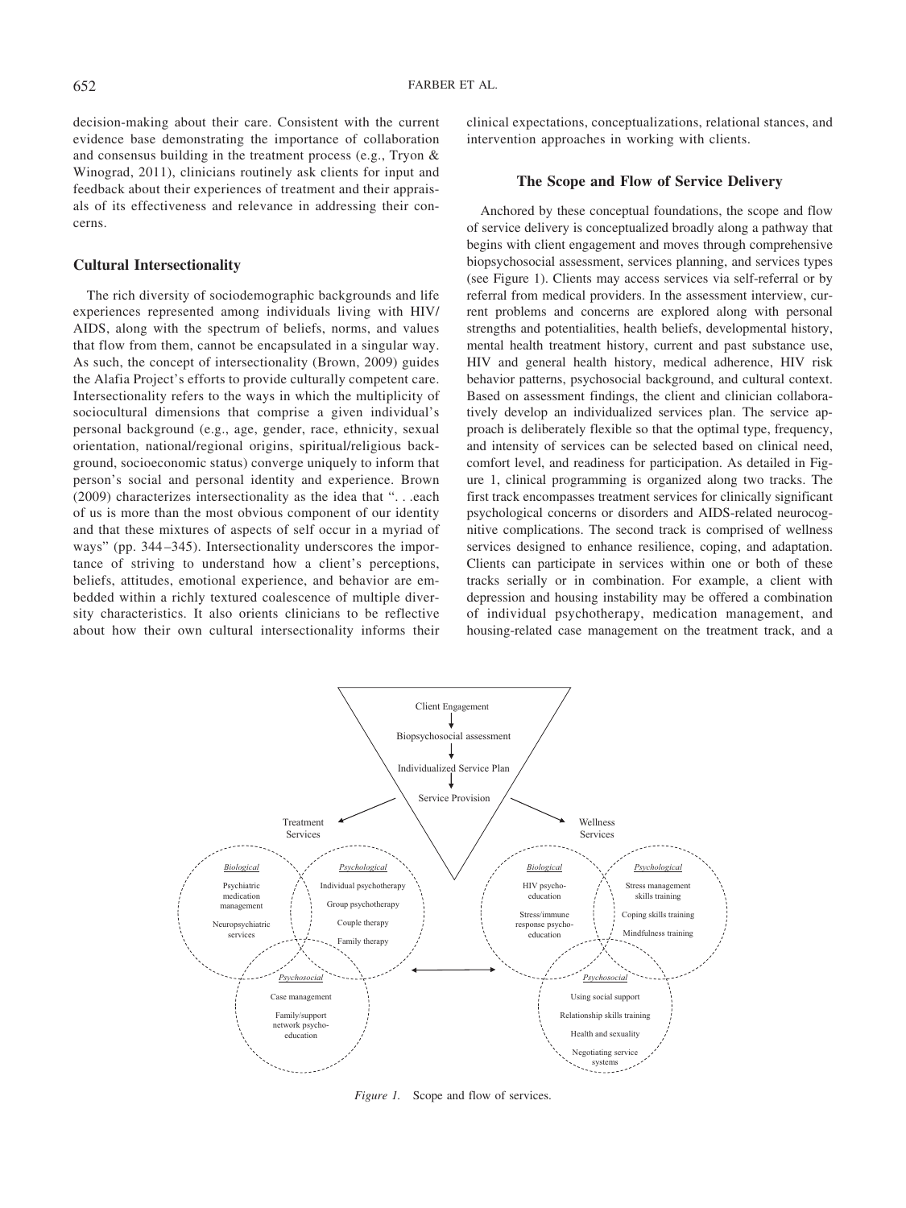decision-making about their care. Consistent with the current evidence base demonstrating the importance of collaboration and consensus building in the treatment process (e.g., Tryon & Winograd, 2011), clinicians routinely ask clients for input and feedback about their experiences of treatment and their appraisals of its effectiveness and relevance in addressing their concerns.

## Cultural Intersectionality

The rich diversity of sociodemographic backgrounds and life experiences represented among individuals living with HIV/AIDS, along with the spectrum of beliefs, norms, and values that flow from them, cannot be encapsulated in a singular way. As such, the concept of intersectionality (Brown, 2009) guides the Alafia Project's efforts to provide culturally competent care. Intersectionality refers to the ways in which the multiplicity of sociocultural dimensions that comprise a given individual's personal background (e.g., age, gender, race, ethnicity, sexual orientation, national/regional origins, spiritual/religious background, socioeconomic status) converge uniquely to inform that person's social and personal identity and experience. Brown (2009) characterizes intersectionality as the idea that ". . .each of us is more than the most obvious component of our identity and that these mixtures of aspects of self occur in a myriad of ways" (pp. 344–345). Intersectionality underscores the importance of striving to understand how a client's perceptions, beliefs, attitudes, emotional experience, and behavior are embedded within a richly textured coalescence of multiple diversity characteristics. It also orients clinicians to be reflective about how their own cultural intersectionality informs their clinical expectations, conceptualizations, relational stances, and intervention approaches in working with clients.

## The Scope and Flow of Service Delivery

Anchored by these conceptual foundations, the scope and flow of service delivery is conceptualized broadly along a pathway that begins with client engagement and moves through comprehensive biopsychosocial assessment, services planning, and services types (see Figure 1). Clients may access services via self-referral or by referral from medical providers. In the assessment interview, current problems and concerns are explored along with personal strengths and potentialities, health beliefs, developmental history, mental health treatment history, current and past substance use, HIV and general health history, medical adherence, HIV risk behavior patterns, psychosocial background, and cultural context. Based on assessment findings, the client and clinician collaboratively develop an individualized services plan. The service approach is deliberately flexible so that the optimal type, frequency, and intensity of services can be selected based on clinical need, comfort level, and readiness for participation. As detailed in Figure 1, clinical programming is organized along two tracks. The first track encompasses treatment services for clinically significant psychological concerns or disorders and AIDS-related neurocognitive complications. The second track is comprised of wellness services designed to enhance resilience, coping, and adaptation. Clients can participate in services within one or both of these tracks serially or in combination. For example, a client with depression and housing instability may be offered a combination of individual psychotherapy, medication management, and housing-related case management on the treatment track, and a

*Figure 1.* Scope and flow of services.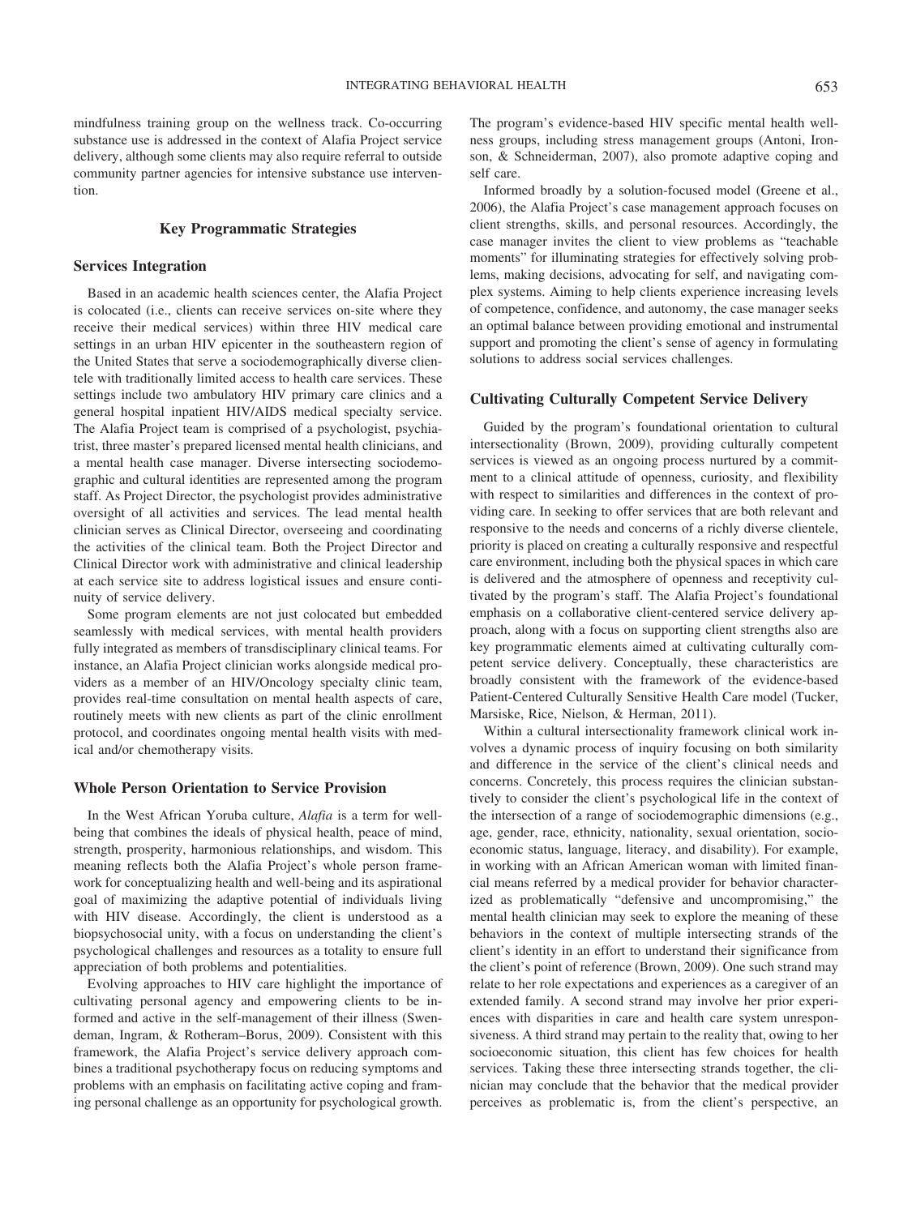mindfulness training group on the wellness track. Co-occurring substance use is addressed in the context of Alafia Project service delivery, although some clients may also require referral to outside community partner agencies for intensive substance use intervention.

## Key Programmatic Strategies

### Services Integration

Based in an academic health sciences center, the Alafia Project is colocated (i.e., clients can receive services on-site where they receive their medical services) within three HIV medical care settings in an urban HIV epicenter in the southeastern region of the United States that serve a sociodemographically diverse clientele with traditionally limited access to health care services. These settings include two ambulatory HIV primary care clinics and a general hospital inpatient HIV/AIDS medical specialty service. The Alafia Project team is comprised of a psychologist, psychiatrist, three master's prepared licensed mental health clinicians, and a mental health case manager. Diverse intersecting sociodemographic and cultural identities are represented among the program staff. As Project Director, the psychologist provides administrative oversight of all activities and services. The lead mental health clinician serves as Clinical Director, overseeing and coordinating the activities of the clinical team. Both the Project Director and Clinical Director work with administrative and clinical leadership at each service site to address logistical issues and ensure continuity of service delivery.

Some program elements are not just colocated but embedded seamlessly with medical services, with mental health providers fully integrated as members of transdisciplinary clinical teams. For instance, an Alafia Project clinician works alongside medical providers as a member of an HIV/Oncology specialty clinic team, provides real-time consultation on mental health aspects of care, routinely meets with new clients as part of the clinic enrollment protocol, and coordinates ongoing mental health visits with medical and/or chemotherapy visits.

### Whole Person Orientation to Service Provision

In the West African Yoruba culture, *Alafia* is a term for well-being that combines the ideals of physical health, peace of mind, strength, prosperity, harmonious relationships, and wisdom. This meaning reflects both the Alafia Project's whole person framework for conceptualizing health and well-being and its aspirational goal of maximizing the adaptive potential of individuals living with HIV disease. Accordingly, the client is understood as a biopsychosocial unity, with a focus on understanding the client's psychological challenges and resources as a totality to ensure full appreciation of both problems and potentialities.

Evolving approaches to HIV care highlight the importance of cultivating personal agency and empowering clients to be informed and active in the self-management of their illness (Swendeman, Ingram, & Rotheram–Borus, 2009). Consistent with this framework, the Alafia Project's service delivery approach combines a traditional psychotherapy focus on reducing symptoms and problems with an emphasis on facilitating active coping and framing personal challenge as an opportunity for psychological growth. The program's evidence-based HIV specific mental health wellness groups, including stress management groups (Antoni, Ironson, & Schneiderman, 2007), also promote adaptive coping and self care.

Informed broadly by a solution-focused model (Greene et al., 2006), the Alafia Project's case management approach focuses on client strengths, skills, and personal resources. Accordingly, the case manager invites the client to view problems as "teachable moments" for illuminating strategies for effectively solving problems, making decisions, advocating for self, and navigating complex systems. Aiming to help clients experience increasing levels of competence, confidence, and autonomy, the case manager seeks an optimal balance between providing emotional and instrumental support and promoting the client's sense of agency in formulating solutions to address social services challenges.

### Cultivating Culturally Competent Service Delivery

Guided by the program's foundational orientation to cultural intersectionality (Brown, 2009), providing culturally competent services is viewed as an ongoing process nurtured by a commitment to a clinical attitude of openness, curiosity, and flexibility with respect to similarities and differences in the context of providing care. In seeking to offer services that are both relevant and responsive to the needs and concerns of a richly diverse clientele, priority is placed on creating a culturally responsive and respectful care environment, including both the physical spaces in which care is delivered and the atmosphere of openness and receptivity cultivated by the program's staff. The Alafia Project's foundational emphasis on a collaborative client-centered service delivery approach, along with a focus on supporting client strengths also are key programmatic elements aimed at cultivating culturally competent service delivery. Conceptually, these characteristics are broadly consistent with the framework of the evidence-based Patient-Centered Culturally Sensitive Health Care model (Tucker, Marsiske, Rice, Nielson, & Herman, 2011).

Within a cultural intersectionality framework clinical work involves a dynamic process of inquiry focusing on both similarity and difference in the service of the client's clinical needs and concerns. Concretely, this process requires the clinician substantively to consider the client's psychological life in the context of the intersection of a range of sociodemographic dimensions (e.g., age, gender, race, ethnicity, nationality, sexual orientation, socioeconomic status, language, literacy, and disability). For example, in working with an African American woman with limited financial means referred by a medical provider for behavior characterized as problematically "defensive and uncompromising," the mental health clinician may seek to explore the meaning of these behaviors in the context of multiple intersecting strands of the client's identity in an effort to understand their significance from the client's point of reference (Brown, 2009). One such strand may relate to her role expectations and experiences as a caregiver of an extended family. A second strand may involve her prior experiences with disparities in care and health care system unresponsiveness. A third strand may pertain to the reality that, owing to her socioeconomic situation, this client has few choices for health services. Taking these three intersecting strands together, the clinician may conclude that the behavior that the medical provider perceives as problematic is, from the client's perspective, an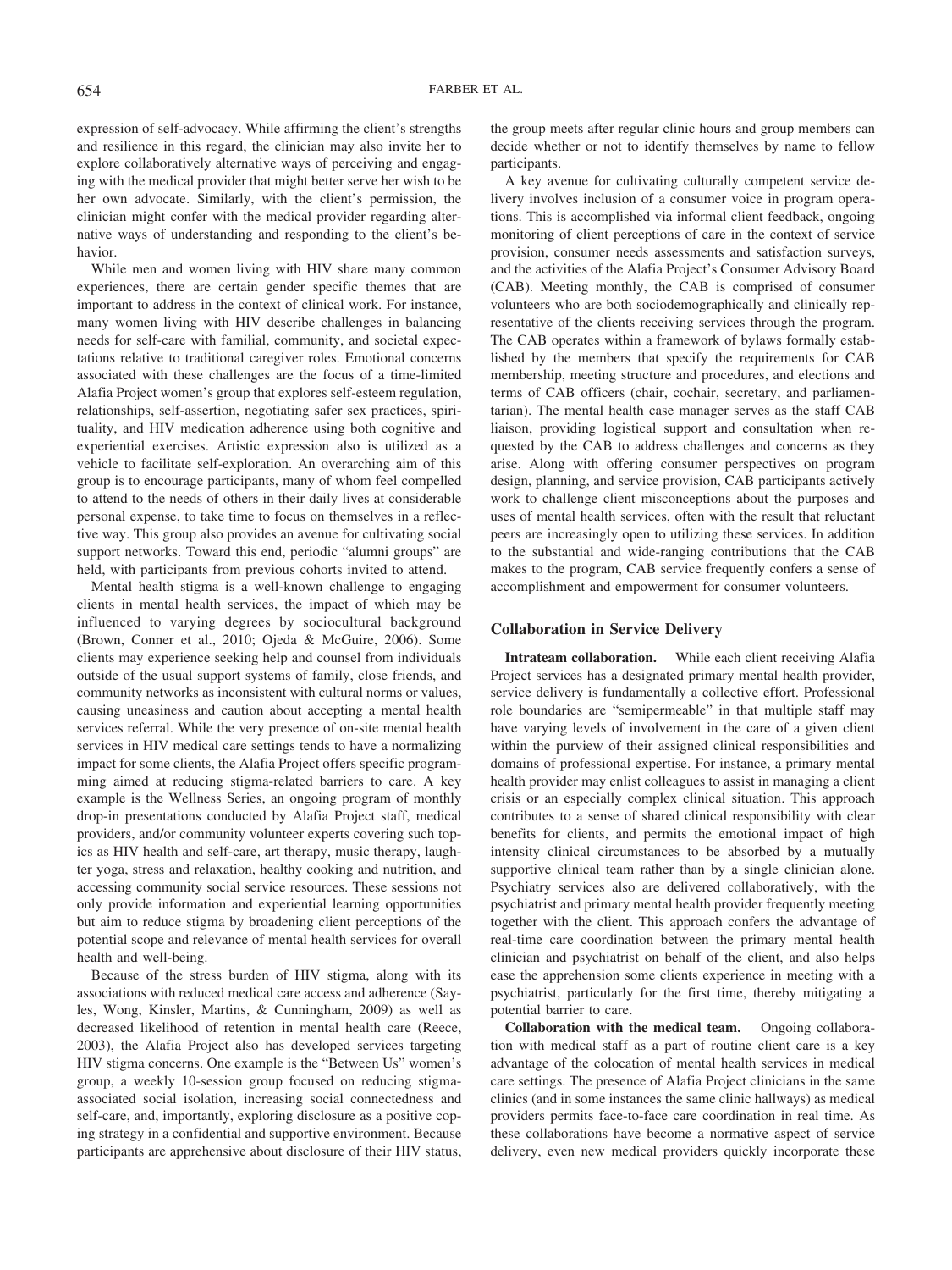expression of self-advocacy. While affirming the client's strengths and resilience in this regard, the clinician may also invite her to explore collaboratively alternative ways of perceiving and engaging with the medical provider that might better serve her wish to be her own advocate. Similarly, with the client's permission, the clinician might confer with the medical provider regarding alternative ways of understanding and responding to the client's behavior.

While men and women living with HIV share many common experiences, there are certain gender specific themes that are important to address in the context of clinical work. For instance, many women living with HIV describe challenges in balancing needs for self-care with familial, community, and societal expectations relative to traditional caregiver roles. Emotional concerns associated with these challenges are the focus of a time-limited Alafia Project women's group that explores self-esteem regulation, relationships, self-assertion, negotiating safer sex practices, spirituality, and HIV medication adherence using both cognitive and experiential exercises. Artistic expression also is utilized as a vehicle to facilitate self-exploration. An overarching aim of this group is to encourage participants, many of whom feel compelled to attend to the needs of others in their daily lives at considerable personal expense, to take time to focus on themselves in a reflective way. This group also provides an avenue for cultivating social support networks. Toward this end, periodic "alumni groups" are held, with participants from previous cohorts invited to attend.

Mental health stigma is a well-known challenge to engaging clients in mental health services, the impact of which may be influenced to varying degrees by sociocultural background (Brown, Conner et al., 2010; Ojeda & McGuire, 2006). Some clients may experience seeking help and counsel from individuals outside of the usual support systems of family, close friends, and community networks as inconsistent with cultural norms or values, causing uneasiness and caution about accepting a mental health services referral. While the very presence of on-site mental health services in HIV medical care settings tends to have a normalizing impact for some clients, the Alafia Project offers specific programming aimed at reducing stigma-related barriers to care. A key example is the Wellness Series, an ongoing program of monthly drop-in presentations conducted by Alafia Project staff, medical providers, and/or community volunteer experts covering such topics as HIV health and self-care, art therapy, music therapy, laughter yoga, stress and relaxation, healthy cooking and nutrition, and accessing community social service resources. These sessions not only provide information and experiential learning opportunities but aim to reduce stigma by broadening client perceptions of the potential scope and relevance of mental health services for overall health and well-being.

Because of the stress burden of HIV stigma, along with its associations with reduced medical care access and adherence (Sayles, Wong, Kinsler, Martins, & Cunningham, 2009) as well as decreased likelihood of retention in mental health care (Reece, 2003), the Alafia Project also has developed services targeting HIV stigma concerns. One example is the "Between Us" women's group, a weekly 10-session group focused on reducing stigma-associated social isolation, increasing social connectedness and self-care, and, importantly, exploring disclosure as a positive coping strategy in a confidential and supportive environment. Because participants are apprehensive about disclosure of their HIV status, the group meets after regular clinic hours and group members can decide whether or not to identify themselves by name to fellow participants.

A key avenue for cultivating culturally competent service delivery involves inclusion of a consumer voice in program operations. This is accomplished via informal client feedback, ongoing monitoring of client perceptions of care in the context of service provision, consumer needs assessments and satisfaction surveys, and the activities of the Alafia Project's Consumer Advisory Board (CAB). Meeting monthly, the CAB is comprised of consumer volunteers who are both sociodemographically and clinically representative of the clients receiving services through the program. The CAB operates within a framework of bylaws formally established by the members that specify the requirements for CAB membership, meeting structure and procedures, and elections and terms of CAB officers (chair, cochair, secretary, and parliamentarian). The mental health case manager serves as the staff CAB liaison, providing logistical support and consultation when requested by the CAB to address challenges and concerns as they arise. Along with offering consumer perspectives on program design, planning, and service provision, CAB participants actively work to challenge client misconceptions about the purposes and uses of mental health services, often with the result that reluctant peers are increasingly open to utilizing these services. In addition to the substantial and wide-ranging contributions that the CAB makes to the program, CAB service frequently confers a sense of accomplishment and empowerment for consumer volunteers.

## Collaboration in Service Delivery

**Intrateam collaboration.** While each client receiving Alafia Project services has a designated primary mental health provider, service delivery is fundamentally a collective effort. Professional role boundaries are "semipermeable" in that multiple staff may have varying levels of involvement in the care of a given client within the purview of their assigned clinical responsibilities and domains of professional expertise. For instance, a primary mental health provider may enlist colleagues to assist in managing a client crisis or an especially complex clinical situation. This approach contributes to a sense of shared clinical responsibility with clear benefits for clients, and permits the emotional impact of high intensity clinical circumstances to be absorbed by a mutually supportive clinical team rather than by a single clinician alone. Psychiatry services also are delivered collaboratively, with the psychiatrist and primary mental health provider frequently meeting together with the client. This approach confers the advantage of real-time care coordination between the primary mental health clinician and psychiatrist on behalf of the client, and also helps ease the apprehension some clients experience in meeting with a psychiatrist, particularly for the first time, thereby mitigating a potential barrier to care.

**Collaboration with the medical team.** Ongoing collaboration with medical staff as a part of routine client care is a key advantage of the colocation of mental health services in medical care settings. The presence of Alafia Project clinicians in the same clinics (and in some instances the same clinic hallways) as medical providers permits face-to-face care coordination in real time. As these collaborations have become a normative aspect of service delivery, even new medical providers quickly incorporate these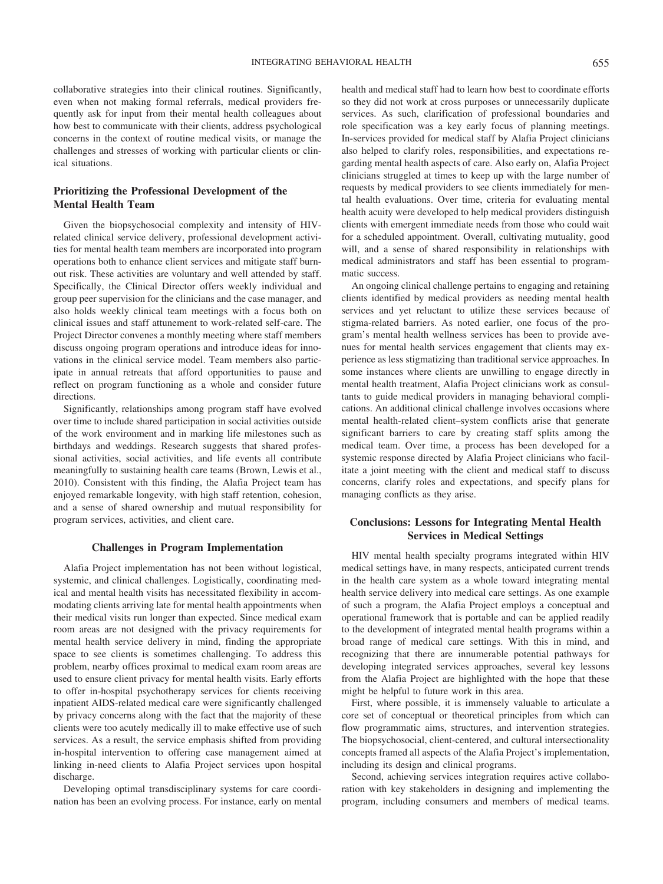collaborative strategies into their clinical routines. Significantly, even when not making formal referrals, medical providers frequently ask for input from their mental health colleagues about how best to communicate with their clients, address psychological concerns in the context of routine medical visits, or manage the challenges and stresses of working with particular clients or clinical situations.

### Prioritizing the Professional Development of the Mental Health Team

Given the biopsychosocial complexity and intensity of HIV-related clinical service delivery, professional development activities for mental health team members are incorporated into program operations both to enhance client services and mitigate staff burnout risk. These activities are voluntary and well attended by staff. Specifically, the Clinical Director offers weekly individual and group peer supervision for the clinicians and the case manager, and also holds weekly clinical team meetings with a focus both on clinical issues and staff attunement to work-related self-care. The Project Director convenes a monthly meeting where staff members discuss ongoing program operations and introduce ideas for innovations in the clinical service model. Team members also participate in annual retreats that afford opportunities to pause and reflect on program functioning as a whole and consider future directions.

Significantly, relationships among program staff have evolved over time to include shared participation in social activities outside of the work environment and in marking life milestones such as birthdays and weddings. Research suggests that shared professional activities, social activities, and life events all contribute meaningfully to sustaining health care teams (Brown, Lewis et al., 2010). Consistent with this finding, the Alafia Project team has enjoyed remarkable longevity, with high staff retention, cohesion, and a sense of shared ownership and mutual responsibility for program services, activities, and client care.

## Challenges in Program Implementation

Alafia Project implementation has not been without logistical, systemic, and clinical challenges. Logistically, coordinating medical and mental health visits has necessitated flexibility in accommodating clients arriving late for mental health appointments when their medical visits run longer than expected. Since medical exam room areas are not designed with the privacy requirements for mental health service delivery in mind, finding the appropriate space to see clients is sometimes challenging. To address this problem, nearby offices proximal to medical exam room areas are used to ensure client privacy for mental health visits. Early efforts to offer in-hospital psychotherapy services for clients receiving inpatient AIDS-related medical care were significantly challenged by privacy concerns along with the fact that the majority of these clients were too acutely medically ill to make effective use of such services. As a result, the service emphasis shifted from providing in-hospital intervention to offering case management aimed at linking in-need clients to Alafia Project services upon hospital discharge.

Developing optimal transdisciplinary systems for care coordination has been an evolving process. For instance, early on mental health and medical staff had to learn how best to coordinate efforts so they did not work at cross purposes or unnecessarily duplicate services. As such, clarification of professional boundaries and role specification was a key early focus of planning meetings. In-services provided for medical staff by Alafia Project clinicians also helped to clarify roles, responsibilities, and expectations regarding mental health aspects of care. Also early on, Alafia Project clinicians struggled at times to keep up with the large number of requests by medical providers to see clients immediately for mental health evaluations. Over time, criteria for evaluating mental health acuity were developed to help medical providers distinguish clients with emergent immediate needs from those who could wait for a scheduled appointment. Overall, cultivating mutuality, good will, and a sense of shared responsibility in relationships with medical administrators and staff has been essential to programmatic success.

An ongoing clinical challenge pertains to engaging and retaining clients identified by medical providers as needing mental health services and yet reluctant to utilize these services because of stigma-related barriers. As noted earlier, one focus of the program's mental health wellness services has been to provide avenues for mental health services engagement that clients may experience as less stigmatizing than traditional service approaches. In some instances where clients are unwilling to engage directly in mental health treatment, Alafia Project clinicians work as consultants to guide medical providers in managing behavioral complications. An additional clinical challenge involves occasions where mental health-related client–system conflicts arise that generate significant barriers to care by creating staff splits among the medical team. Over time, a process has been developed for a systemic response directed by Alafia Project clinicians who facilitate a joint meeting with the client and medical staff to discuss concerns, clarify roles and expectations, and specify plans for managing conflicts as they arise.

## Conclusions: Lessons for Integrating Mental Health Services in Medical Settings

HIV mental health specialty programs integrated within HIV medical settings have, in many respects, anticipated current trends in the health care system as a whole toward integrating mental health service delivery into medical care settings. As one example of such a program, the Alafia Project employs a conceptual and operational framework that is portable and can be applied readily to the development of integrated mental health programs within a broad range of medical care settings. With this in mind, and recognizing that there are innumerable potential pathways for developing integrated services approaches, several key lessons from the Alafia Project are highlighted with the hope that these might be helpful to future work in this area.

First, where possible, it is immensely valuable to articulate a core set of conceptual or theoretical principles from which can flow programmatic aims, structures, and intervention strategies. The biopsychosocial, client-centered, and cultural intersectionality concepts framed all aspects of the Alafia Project's implementation, including its design and clinical programs.

Second, achieving services integration requires active collaboration with key stakeholders in designing and implementing the program, including consumers and members of medical teams.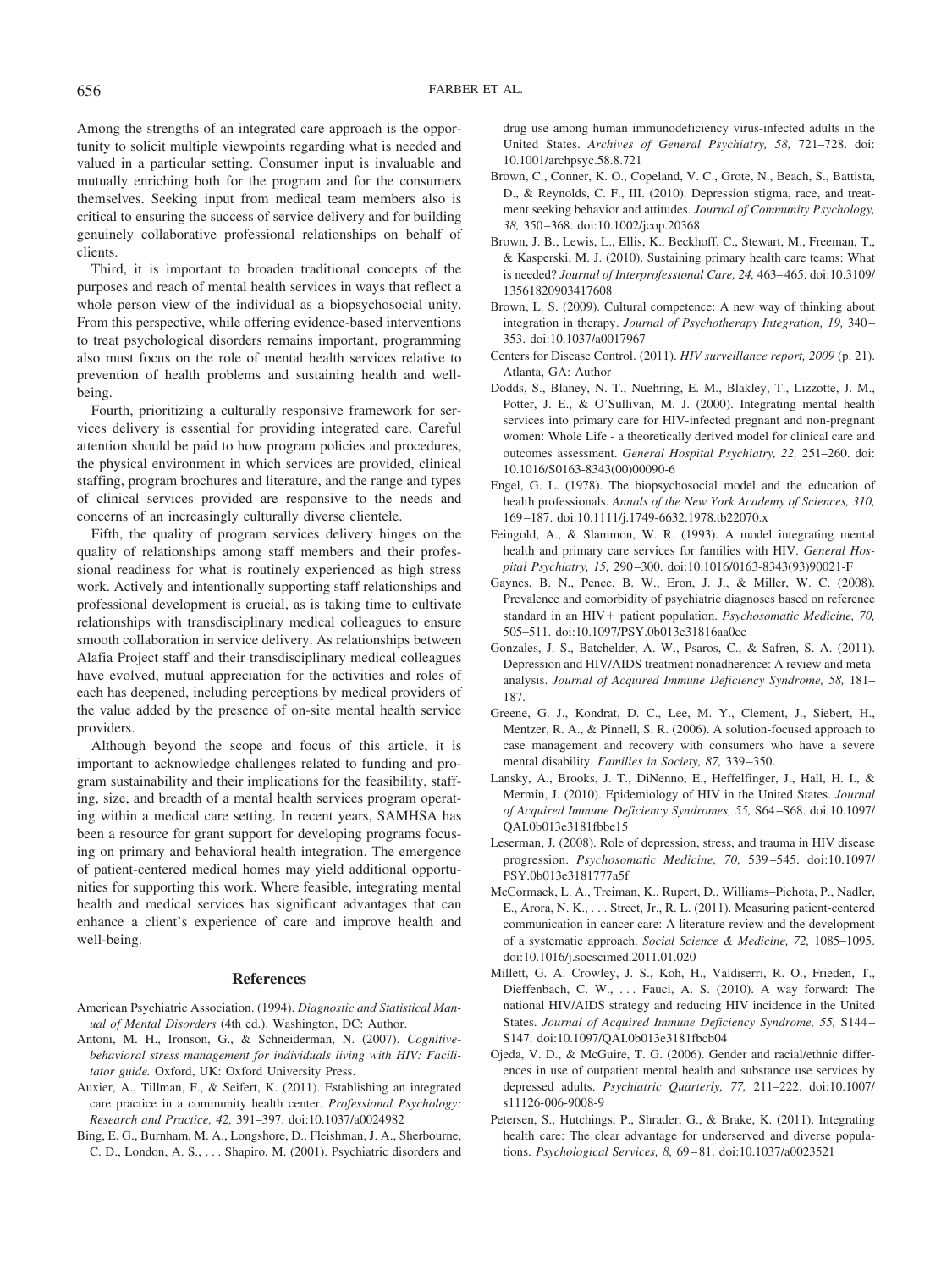Among the strengths of an integrated care approach is the opportunity to solicit multiple viewpoints regarding what is needed and valued in a particular setting. Consumer input is invaluable and mutually enriching both for the program and for the consumers themselves. Seeking input from medical team members also is critical to ensuring the success of service delivery and for building genuinely collaborative professional relationships on behalf of clients.

Third, it is important to broaden traditional concepts of the purposes and reach of mental health services in ways that reflect a whole person view of the individual as a biopsychosocial unity. From this perspective, while offering evidence-based interventions to treat psychological disorders remains important, programming also must focus on the role of mental health services relative to prevention of health problems and sustaining health and well-being.

Fourth, prioritizing a culturally responsive framework for services delivery is essential for providing integrated care. Careful attention should be paid to how program policies and procedures, the physical environment in which services are provided, clinical staffing, program brochures and literature, and the range and types of clinical services provided are responsive to the needs and concerns of an increasingly culturally diverse clientele.

Fifth, the quality of program services delivery hinges on the quality of relationships among staff members and their professional readiness for what is routinely experienced as high stress work. Actively and intentionally supporting staff relationships and professional development is crucial, as is taking time to cultivate relationships with transdisciplinary medical colleagues to ensure smooth collaboration in service delivery. As relationships between Alafia Project staff and their transdisciplinary medical colleagues have evolved, mutual appreciation for the activities and roles of each has deepened, including perceptions by medical providers of the value added by the presence of on-site mental health service providers.

Although beyond the scope and focus of this article, it is important to acknowledge challenges related to funding and program sustainability and their implications for the feasibility, staffing, size, and breadth of a mental health services program operating within a medical care setting. In recent years, SAMHSA has been a resource for grant support for developing programs focusing on primary and behavioral health integration. The emergence of patient-centered medical homes may yield additional opportunities for supporting this work. Where feasible, integrating mental health and medical services has significant advantages that can enhance a client's experience of care and improve health and well-being.

## References

American Psychiatric Association. (1994). *Diagnostic and Statistical Manual of Mental Disorders* (4th ed.). Washington, DC: Author.

Antoni, M. H., Ironson, G., & Schneiderman, N. (2007). *Cognitive-behavioral stress management for individuals living with HIV: Facilitator guide.* Oxford, UK: Oxford University Press.

Auxier, A., Tillman, F., & Seifert, K. (2011). Establishing an integrated care practice in a community health center. *Professional Psychology: Research and Practice, 42,* 391–397. doi:10.1037/a0024982

Bing, E. G., Burnham, M. A., Longshore, D., Fleishman, J. A., Sherbourne, C. D., London, A. S., . . . Shapiro, M. (2001). Psychiatric disorders and drug use among human immunodeficiency virus-infected adults in the United States. *Archives of General Psychiatry, 58,* 721–728. doi:10.1001/archpsyc.58.8.721

Brown, C., Conner, K. O., Copeland, V. C., Grote, N., Beach, S., Battista, D., & Reynolds, C. F., III. (2010). Depression stigma, race, and treatment seeking behavior and attitudes. *Journal of Community Psychology, 38,* 350–368. doi:10.1002/jcop.20368

Brown, J. B., Lewis, L., Ellis, K., Beckhoff, C., Stewart, M., Freeman, T., & Kasperski, M. J. (2010). Sustaining primary health care teams: What is needed? *Journal of Interprofessional Care, 24,* 463–465. doi:10.3109/13561820903417608

Brown, L. S. (2009). Cultural competence: A new way of thinking about integration in therapy. *Journal of Psychotherapy Integration, 19,* 340–353. doi:10.1037/a0017967

Centers for Disease Control. (2011). *HIV surveillance report, 2009* (p. 21). Atlanta, GA: Author

Dodds, S., Blaney, N. T., Nuehring, E. M., Blakley, T., Lizzotte, J. M., Potter, J. E., & O'Sullivan, M. J. (2000). Integrating mental health services into primary care for HIV-infected pregnant and non-pregnant women: Whole Life - a theoretically derived model for clinical care and outcomes assessment. *General Hospital Psychiatry, 22,* 251–260. doi:10.1016/S0163-8343(00)00090-6

Engel, G. L. (1978). The biopsychosocial model and the education of health professionals. *Annals of the New York Academy of Sciences, 310,* 169–187. doi:10.1111/j.1749-6632.1978.tb22070.x

Feingold, A., & Slammon, W. R. (1993). A model integrating mental health and primary care services for families with HIV. *General Hospital Psychiatry, 15,* 290–300. doi:10.1016/0163-8343(93)90021-F

Gaynes, B. N., Pence, B. W., Eron, J. J., & Miller, W. C. (2008). Prevalence and comorbidity of psychiatric diagnoses based on reference standard in an HIV+ patient population. *Psychosomatic Medicine, 70,* 505–511. doi:10.1097/PSY.0b013e31816aa0cc

Gonzales, J. S., Batchelder, A. W., Psaros, C., & Safren, S. A. (2011). Depression and HIV/AIDS treatment nonadherence: A review and meta-analysis. *Journal of Acquired Immune Deficiency Syndrome, 58,* 181–187.

Greene, G. J., Kondrat, D. C., Lee, M. Y., Clement, J., Siebert, H., Mentzer, R. A., & Pinnell, S. R. (2006). A solution-focused approach to case management and recovery with consumers who have a severe mental disability. *Families in Society, 87,* 339–350.

Lansky, A., Brooks, J. T., DiNenno, E., Heffelfinger, J., Hall, H. I., & Mermin, J. (2010). Epidemiology of HIV in the United States. *Journal of Acquired Immune Deficiency Syndromes, 55,* S64–S68. doi:10.1097/QAI.0b013e3181fbbe15

Leserman, J. (2008). Role of depression, stress, and trauma in HIV disease progression. *Psychosomatic Medicine, 70,* 539–545. doi:10.1097/PSY.0b013e3181777a5f

McCormack, L. A., Treiman, K., Rupert, D., Williams–Piehota, P., Nadler, E., Arora, N. K., . . . Street, Jr., R. L. (2011). Measuring patient-centered communication in cancer care: A literature review and the development of a systematic approach. *Social Science & Medicine, 72,* 1085–1095. doi:10.1016/j.socscimed.2011.01.020

Millett, G. A. Crowley, J. S., Koh, H., Valdiserri, R. O., Frieden, T., Dieffenbach, C. W., . . . Fauci, A. S. (2010). A way forward: The national HIV/AIDS strategy and reducing HIV incidence in the United States. *Journal of Acquired Immune Deficiency Syndrome, 55,* S144–S147. doi:10.1097/QAI.0b013e3181fbcb04

Ojeda, V. D., & McGuire, T. G. (2006). Gender and racial/ethnic differences in use of outpatient mental health and substance use services by depressed adults. *Psychiatric Quarterly, 77,* 211–222. doi:10.1007/s11126-006-9008-9

Petersen, S., Hutchings, P., Shrader, G., & Brake, K. (2011). Integrating health care: The clear advantage for underserved and diverse populations. *Psychological Services, 8,* 69–81. doi:10.1037/a0023521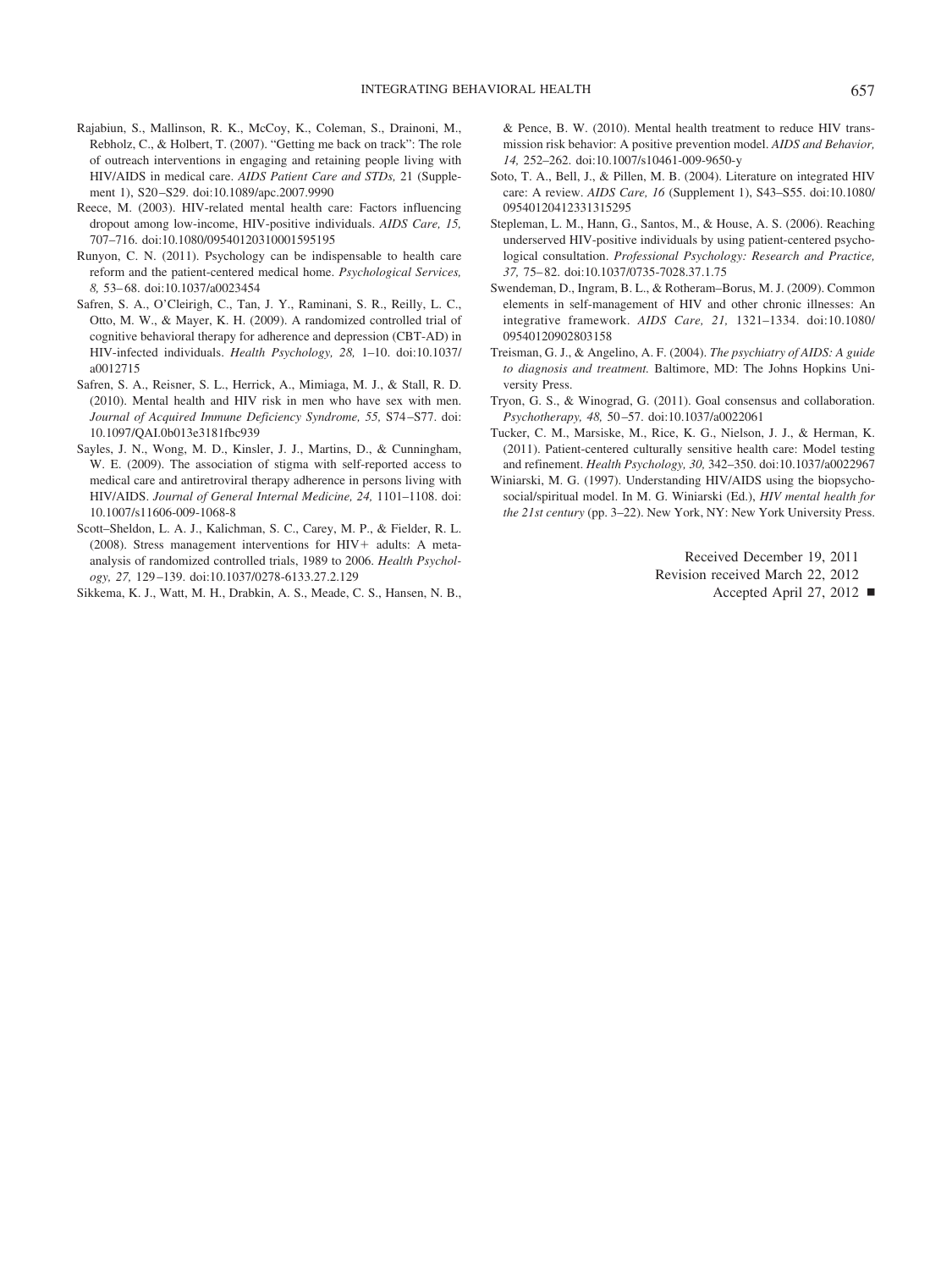Rajabiun, S., Mallinson, R. K., McCoy, K., Coleman, S., Drainoni, M., Rebholz, C., & Holbert, T. (2007). "Getting me back on track": The role of outreach interventions in engaging and retaining people living with HIV/AIDS in medical care. *AIDS Patient Care and STDs,* 21 (Supplement 1), S20–S29. doi:10.1089/apc.2007.9990

Reece, M. (2003). HIV-related mental health care: Factors influencing dropout among low-income, HIV-positive individuals. *AIDS Care, 15,* 707–716. doi:10.1080/09540120310001595195

Runyon, C. N. (2011). Psychology can be indispensable to health care reform and the patient-centered medical home. *Psychological Services, 8,* 53–68. doi:10.1037/a0023454

Safren, S. A., O'Cleirigh, C., Tan, J. Y., Raminani, S. R., Reilly, L. C., Otto, M. W., & Mayer, K. H. (2009). A randomized controlled trial of cognitive behavioral therapy for adherence and depression (CBT-AD) in HIV-infected individuals. *Health Psychology, 28,* 1–10. doi:10.1037/a0012715

Safren, S. A., Reisner, S. L., Herrick, A., Mimiaga, M. J., & Stall, R. D. (2010). Mental health and HIV risk in men who have sex with men. *Journal of Acquired Immune Deficiency Syndrome, 55,* S74–S77. doi:10.1097/QAI.0b013e3181fbc939

Sayles, J. N., Wong, M. D., Kinsler, J. J., Martins, D., & Cunningham, W. E. (2009). The association of stigma with self-reported access to medical care and antiretroviral therapy adherence in persons living with HIV/AIDS. *Journal of General Internal Medicine, 24,* 1101–1108. doi:10.1007/s11606-009-1068-8

Scott–Sheldon, L. A. J., Kalichman, S. C., Carey, M. P., & Fielder, R. L. (2008). Stress management interventions for HIV+ adults: A meta-analysis of randomized controlled trials, 1989 to 2006. *Health Psychology, 27,* 129–139. doi:10.1037/0278-6133.27.2.129

Sikkema, K. J., Watt, M. H., Drabkin, A. S., Meade, C. S., Hansen, N. B., & Pence, B. W. (2010). Mental health treatment to reduce HIV transmission risk behavior: A positive prevention model. *AIDS and Behavior, 14,* 252–262. doi:10.1007/s10461-009-9650-y

Soto, T. A., Bell, J., & Pillen, M. B. (2004). Literature on integrated HIV care: A review. *AIDS Care, 16* (Supplement 1), S43–S55. doi:10.1080/09540120412331315295

Stepleman, L. M., Hann, G., Santos, M., & House, A. S. (2006). Reaching underserved HIV-positive individuals by using patient-centered psychological consultation. *Professional Psychology: Research and Practice, 37,* 75–82. doi:10.1037/0735-7028.37.1.75

Swendeman, D., Ingram, B. L., & Rotheram–Borus, M. J. (2009). Common elements in self-management of HIV and other chronic illnesses: An integrative framework. *AIDS Care, 21,* 1321–1334. doi:10.1080/09540120902803158

Treisman, G. J., & Angelino, A. F. (2004). *The psychiatry of AIDS: A guide to diagnosis and treatment.* Baltimore, MD: The Johns Hopkins University Press.

Tryon, G. S., & Winograd, G. (2011). Goal consensus and collaboration. *Psychotherapy, 48,* 50–57. doi:10.1037/a0022061

Tucker, C. M., Marsiske, M., Rice, K. G., Nielson, J. J., & Herman, K. (2011). Patient-centered culturally sensitive health care: Model testing and refinement. *Health Psychology, 30,* 342–350. doi:10.1037/a0022967

Winiarski, M. G. (1997). Understanding HIV/AIDS using the biopsychosocial/spiritual model. In M. G. Winiarski (Ed.), *HIV mental health for the 21st century* (pp. 3–22). New York, NY: New York University Press.

Received December 19, 2011
Revision received March 22, 2012
Accepted April 27, 2012 ■